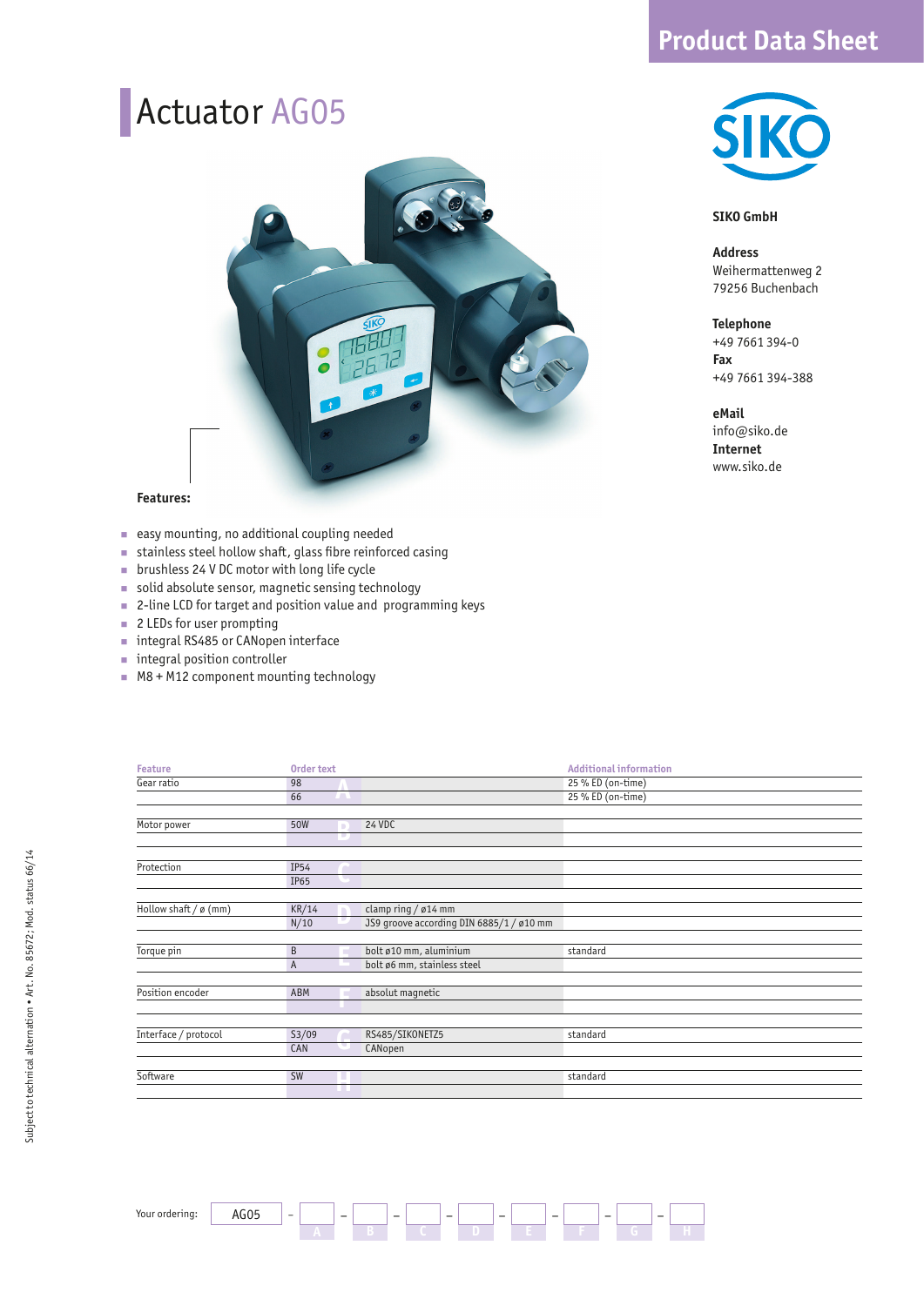Product Data Sheet

# Actuator AG05

**SIKO GmbH**

**Address**
Weihermattenweg 2
79256 Buchenbach

**Telephone**
+49 7661 394-0
**Fax**
+49 7661 394-388

**eMail**
info@siko.de
**Internet**
www.siko.de

**Features:**

- easy mounting, no additional coupling needed
- stainless steel hollow shaft, glass fibre reinforced casing
- brushless 24 V DC motor with long life cycle
- solid absolute sensor, magnetic sensing technology
- 2-line LCD for target and position value and programming keys
- 2 LEDs for user prompting
- integral RS485 or CANopen interface
- integral position controller
- M8 + M12 component mounting technology

| Feature | Order text | | | Additional information |
|---|---|---|---|---|
| Gear ratio | 98 | A | | 25 % ED (on-time) |
| | 66 | | | 25 % ED (on-time) |
| Motor power | 50W | B | 24 VDC | |
| Protection | IP54 | C | | |
| | IP65 | | | |
| Hollow shaft / ø (mm) | KR/14 | D | clamp ring / ø14 mm | |
| | N/10 | | JS9 groove according DIN 6885/1 / ø10 mm | |
| Torque pin | B | E | bolt ø10 mm, aluminium | standard |
| | A | | bolt ø6 mm, stainless steel | |
| Position encoder | ABM | F | absolut magnetic | |
| Interface / protocol | S3/09 | G | RS485/SIKONETZ5 | standard |
| | CAN | | CANopen | |
| Software | SW | H | | standard |

Your ordering: AG05 – A – B – C – D – E – F – G – H

Subject to technical alternation • Art. No. 85672; Mod. status 66/14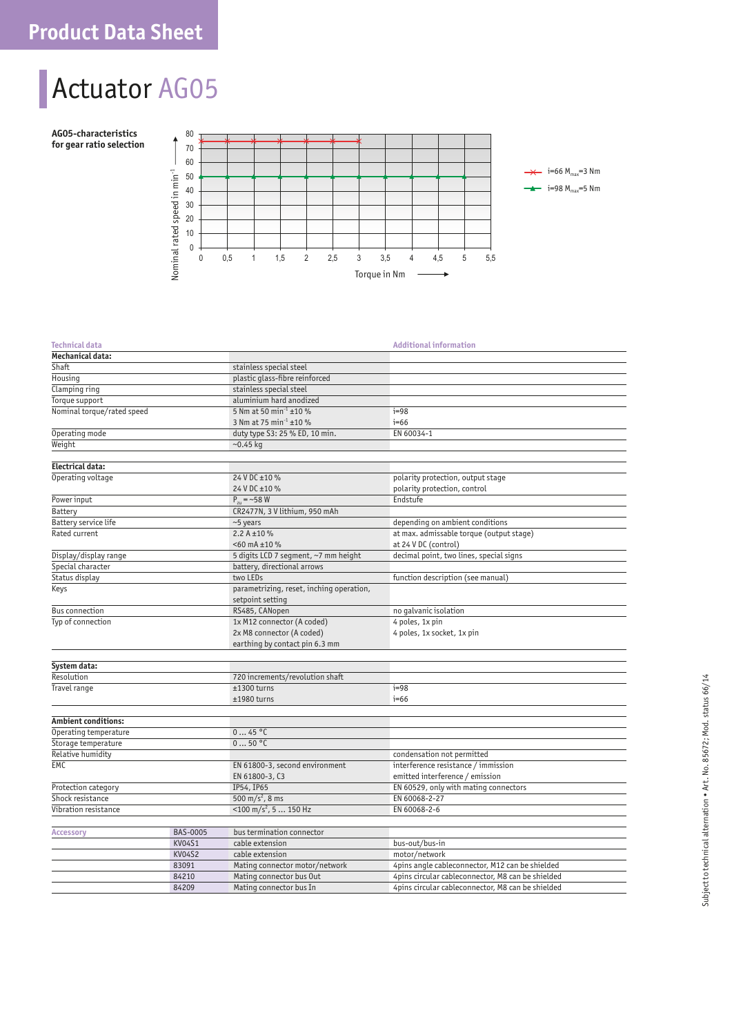# Product Data Sheet

## Actuator AG05

**AG05-characteristics for gear ratio selection**

| Technical data | | Additional information |
|---|---|---|
| **Mechanical data:** | | |
| Shaft | stainless special steel | |
| Housing | plastic glass-fibre reinforced | |
| Clamping ring | stainless special steel | |
| Torque support | aluminium hard anodized | |
| Nominal torque/rated speed | 5 Nm at 50 $min^{-1}$ ±10 % | i=98 |
| | 3 Nm at 75 $min^{-1}$ ±10 % | i=66 |
| Operating mode | duty type S3: 25 % ED, 10 min. | EN 60034-1 |
| Weight | ~0.45 kg | |
| **Electrical data:** | | |
| Operating voltage | 24 V DC ±10 % | polarity protection, output stage |
| | 24 V DC ±10 % | polarity protection, control |
| Power input | $P_{zu}$ = ~58 W | Endstufe |
| Battery | CR2477N, 3 V lithium, 950 mAh | |
| Battery service life | ~5 years | depending on ambient conditions |
| Rated current | 2.2 A ±10 % | at max. admissable torque (output stage) |
| | <60 mA ±10 % | at 24 V DC (control) |
| Display/display range | 5 digits LCD 7 segment, ~7 mm height | decimal point, two lines, special signs |
| Special character | battery, directional arrows | |
| Status display | two LEDs | function description (see manual) |
| Keys | parametrizing, reset, inching operation, setpoint setting | |
| Bus connection | RS485, CANopen | no galvanic isolation |
| Typ of connection | 1x M12 connector (A coded) | 4 poles, 1x pin |
| | 2x M8 connector (A coded) | 4 poles, 1x socket, 1x pin |
| | earthing by contact pin 6.3 mm | |
| **System data:** | | |
| Resolution | 720 increments/revolution shaft | |
| Travel range | ±1300 turns | i=98 |
| | ±1980 turns | i=66 |
| **Ambient conditions:** | | |
| Operating temperature | 0 … 45 °C | |
| Storage temperature | 0 … 50 °C | |
| Relative humidity | | condensation not permitted |
| EMC | EN 61800-3, second environment | interference resistance / immission |
| | EN 61800-3, C3 | emitted interference / emission |
| Protection category | IP54, IP65 | EN 60529, only with mating connectors |
| Shock resistance | 500 $m/s^2$, 8 ms | EN 60068-2-27 |
| Vibration resistance | <100 $m/s^2$, 5 … 150 Hz | EN 60068-2-6 |

| Accessory | | | |
|---|---|---|---|
| | BAS-0005 | bus termination connector | |
| | KV04S1 | cable extension | bus-out/bus-in |
| | KV04S2 | cable extension | motor/network |
| | 83091 | Mating connector motor/network | 4pins angle cableconnector, M12 can be shielded |
| | 84210 | Mating connector bus Out | 4pins circular cableconnector, M8 can be shielded |
| | 84209 | Mating connector bus In | 4pins circular cableconnector, M8 can be shielded |

Subject to technical alternation • Art. No. 85672; Mod. status 66/14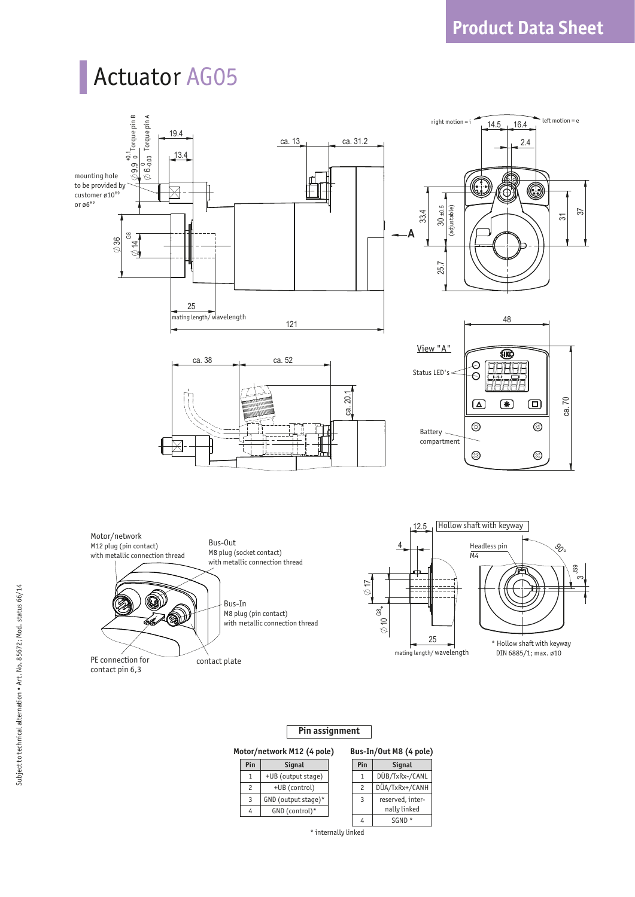# Actuator AG05

mounting hole to be provided by customer ø10[H9] or ø6[H9]

Torque pin B

Torque pin A

25 mating length/ wavelength

121

right motion = i

left motion = e

30 ±0.5 (adjustable)

View "A"

Status LED's

Battery compartment

Motor/network
M12 plug (pin contact)
with metallic connection thread

Bus-Out
M8 plug (socket contact)
with metallic connection thread

Bus-In
M8 plug (pin contact)
with metallic connection thread

PE connection for contact pin 6,3

contact plate

Hollow shaft with keyway

Headless pin M4

25 mating length/ wavelength

* Hollow shaft with keyway DIN 6885/1; max. ø10

## Pin assignment

**Motor/network M12 (4 pole)**

| Pin | Signal |
|---|---|
| 1 | +UB (output stage) |
| 2 | +UB (control) |
| 3 | GND (output stage)* |
| 4 | GND (control)* |

**Bus-In/Out M8 (4 pole)**

| Pin | Signal |
|---|---|
| 1 | DÜB/TxRx-/CANL |
| 2 | DÜA/TxRx+/CANH |
| 3 | reserved, internally linked |
| 4 | SGND * |

\* internally linked

Subject to technical alternation • Art. No. 85672; Mod. status 66/14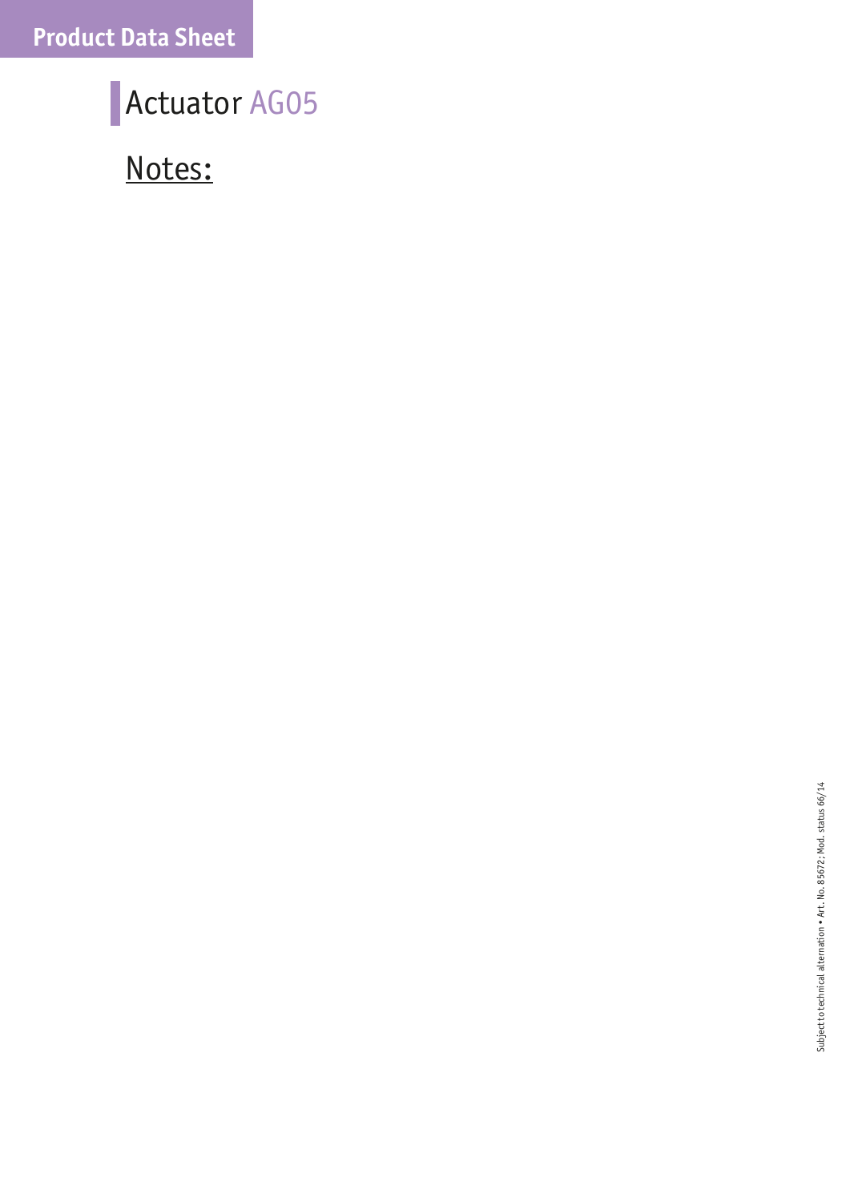# Actuator AG05

## Notes: